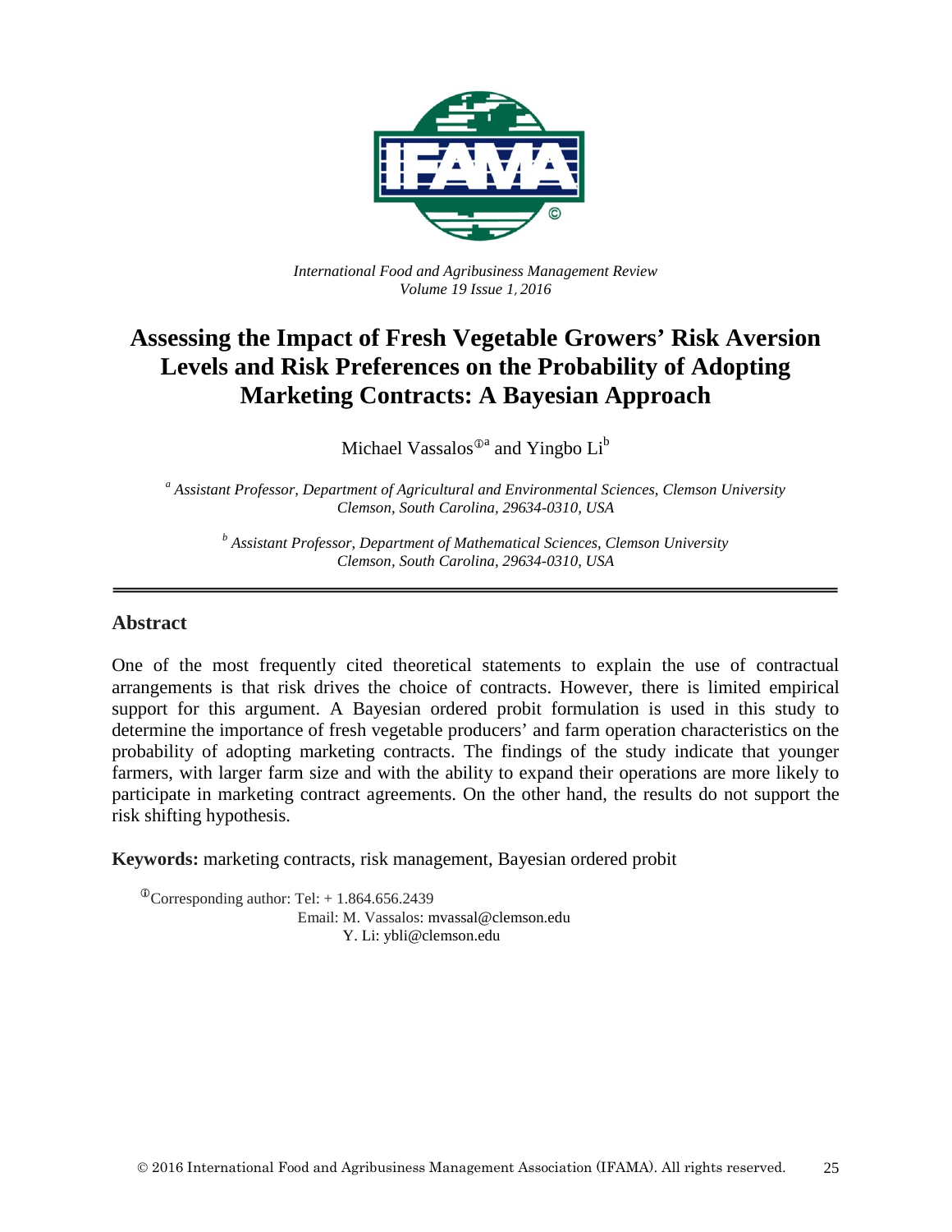*International Food and Agribusiness Management Review*
*Volume 19 Issue 1, 2016*

# Assessing the Impact of Fresh Vegetable Growers' Risk Aversion Levels and Risk Preferences on the Probability of Adopting Marketing Contracts: A Bayesian Approach

Michael Vassalos[①a] and Yingbo Li[b]

[a] *Assistant Professor, Department of Agricultural and Environmental Sciences, Clemson University Clemson, South Carolina, 29634-0310, USA*

[b] *Assistant Professor, Department of Mathematical Sciences, Clemson University Clemson, South Carolina, 29634-0310, USA*

## Abstract

One of the most frequently cited theoretical statements to explain the use of contractual arrangements is that risk drives the choice of contracts. However, there is limited empirical support for this argument. A Bayesian ordered probit formulation is used in this study to determine the importance of fresh vegetable producers' and farm operation characteristics on the probability of adopting marketing contracts. The findings of the study indicate that younger farmers, with larger farm size and with the ability to expand their operations are more likely to participate in marketing contract agreements. On the other hand, the results do not support the risk shifting hypothesis.

**Keywords:** marketing contracts, risk management, Bayesian ordered probit

[①] Corresponding author: Tel: + 1.864.656.2439
Email: M. Vassalos: mvassal@clemson.edu
Y. Li: ybli@clemson.edu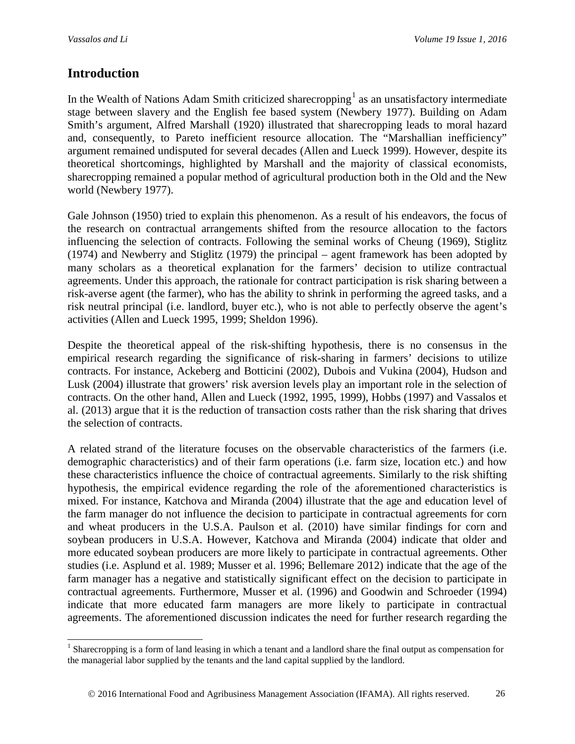## Introduction

In the Wealth of Nations Adam Smith criticized sharecropping[1] as an unsatisfactory intermediate stage between slavery and the English fee based system (Newbery 1977). Building on Adam Smith's argument, Alfred Marshall (1920) illustrated that sharecropping leads to moral hazard and, consequently, to Pareto inefficient resource allocation. The "Marshallian inefficiency" argument remained undisputed for several decades (Allen and Lueck 1999). However, despite its theoretical shortcomings, highlighted by Marshall and the majority of classical economists, sharecropping remained a popular method of agricultural production both in the Old and the New world (Newbery 1977).

Gale Johnson (1950) tried to explain this phenomenon. As a result of his endeavors, the focus of the research on contractual arrangements shifted from the resource allocation to the factors influencing the selection of contracts. Following the seminal works of Cheung (1969), Stiglitz (1974) and Newberry and Stiglitz (1979) the principal – agent framework has been adopted by many scholars as a theoretical explanation for the farmers' decision to utilize contractual agreements. Under this approach, the rationale for contract participation is risk sharing between a risk-averse agent (the farmer), who has the ability to shrink in performing the agreed tasks, and a risk neutral principal (i.e. landlord, buyer etc.), who is not able to perfectly observe the agent's activities (Allen and Lueck 1995, 1999; Sheldon 1996).

Despite the theoretical appeal of the risk-shifting hypothesis, there is no consensus in the empirical research regarding the significance of risk-sharing in farmers' decisions to utilize contracts. For instance, Ackeberg and Botticini (2002), Dubois and Vukina (2004), Hudson and Lusk (2004) illustrate that growers' risk aversion levels play an important role in the selection of contracts. On the other hand, Allen and Lueck (1992, 1995, 1999), Hobbs (1997) and Vassalos et al. (2013) argue that it is the reduction of transaction costs rather than the risk sharing that drives the selection of contracts.

A related strand of the literature focuses on the observable characteristics of the farmers (i.e. demographic characteristics) and of their farm operations (i.e. farm size, location etc.) and how these characteristics influence the choice of contractual agreements. Similarly to the risk shifting hypothesis, the empirical evidence regarding the role of the aforementioned characteristics is mixed. For instance, Katchova and Miranda (2004) illustrate that the age and education level of the farm manager do not influence the decision to participate in contractual agreements for corn and wheat producers in the U.S.A. Paulson et al. (2010) have similar findings for corn and soybean producers in U.S.A. However, Katchova and Miranda (2004) indicate that older and more educated soybean producers are more likely to participate in contractual agreements. Other studies (i.e. Asplund et al. 1989; Musser et al. 1996; Bellemare 2012) indicate that the age of the farm manager has a negative and statistically significant effect on the decision to participate in contractual agreements. Furthermore, Musser et al. (1996) and Goodwin and Schroeder (1994) indicate that more educated farm managers are more likely to participate in contractual agreements. The aforementioned discussion indicates the need for further research regarding the

[1] Sharecropping is a form of land leasing in which a tenant and a landlord share the final output as compensation for the managerial labor supplied by the tenants and the land capital supplied by the landlord.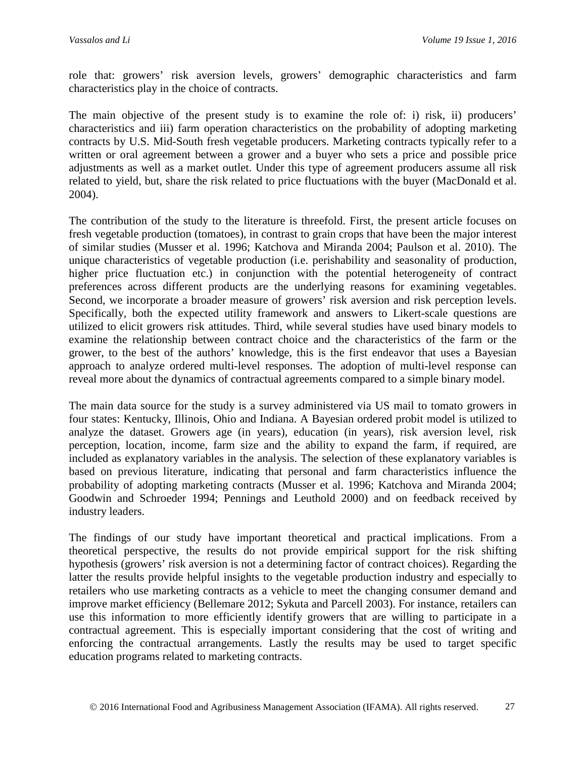role that: growers' risk aversion levels, growers' demographic characteristics and farm characteristics play in the choice of contracts.

The main objective of the present study is to examine the role of: i) risk, ii) producers' characteristics and iii) farm operation characteristics on the probability of adopting marketing contracts by U.S. Mid-South fresh vegetable producers. Marketing contracts typically refer to a written or oral agreement between a grower and a buyer who sets a price and possible price adjustments as well as a market outlet. Under this type of agreement producers assume all risk related to yield, but, share the risk related to price fluctuations with the buyer (MacDonald et al. 2004).

The contribution of the study to the literature is threefold. First, the present article focuses on fresh vegetable production (tomatoes), in contrast to grain crops that have been the major interest of similar studies (Musser et al. 1996; Katchova and Miranda 2004; Paulson et al. 2010). The unique characteristics of vegetable production (i.e. perishability and seasonality of production, higher price fluctuation etc.) in conjunction with the potential heterogeneity of contract preferences across different products are the underlying reasons for examining vegetables. Second, we incorporate a broader measure of growers' risk aversion and risk perception levels. Specifically, both the expected utility framework and answers to Likert-scale questions are utilized to elicit growers risk attitudes. Third, while several studies have used binary models to examine the relationship between contract choice and the characteristics of the farm or the grower, to the best of the authors' knowledge, this is the first endeavor that uses a Bayesian approach to analyze ordered multi-level responses. The adoption of multi-level response can reveal more about the dynamics of contractual agreements compared to a simple binary model.

The main data source for the study is a survey administered via US mail to tomato growers in four states: Kentucky, Illinois, Ohio and Indiana. A Bayesian ordered probit model is utilized to analyze the dataset. Growers age (in years), education (in years), risk aversion level, risk perception, location, income, farm size and the ability to expand the farm, if required, are included as explanatory variables in the analysis. The selection of these explanatory variables is based on previous literature, indicating that personal and farm characteristics influence the probability of adopting marketing contracts (Musser et al. 1996; Katchova and Miranda 2004; Goodwin and Schroeder 1994; Pennings and Leuthold 2000) and on feedback received by industry leaders.

The findings of our study have important theoretical and practical implications. From a theoretical perspective, the results do not provide empirical support for the risk shifting hypothesis (growers' risk aversion is not a determining factor of contract choices). Regarding the latter the results provide helpful insights to the vegetable production industry and especially to retailers who use marketing contracts as a vehicle to meet the changing consumer demand and improve market efficiency (Bellemare 2012; Sykuta and Parcell 2003). For instance, retailers can use this information to more efficiently identify growers that are willing to participate in a contractual agreement. This is especially important considering that the cost of writing and enforcing the contractual arrangements. Lastly the results may be used to target specific education programs related to marketing contracts.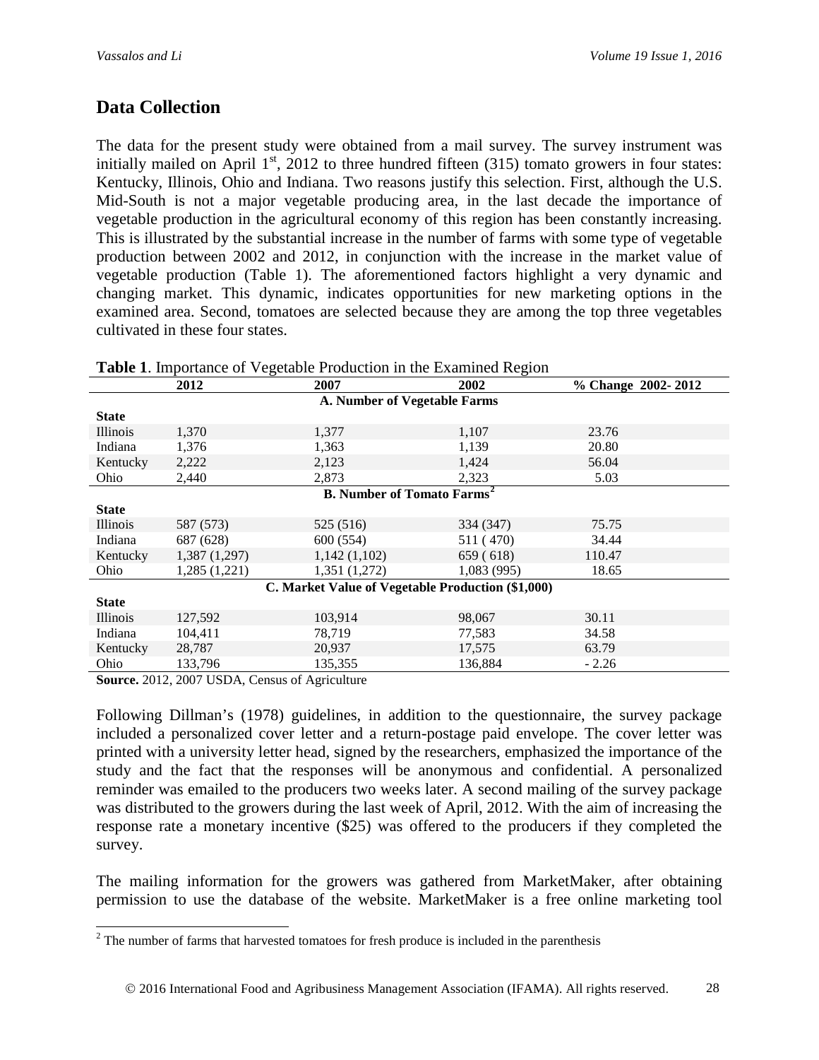## Data Collection

The data for the present study were obtained from a mail survey. The survey instrument was initially mailed on April 1st, 2012 to three hundred fifteen (315) tomato growers in four states: Kentucky, Illinois, Ohio and Indiana. Two reasons justify this selection. First, although the U.S. Mid-South is not a major vegetable producing area, in the last decade the importance of vegetable production in the agricultural economy of this region has been constantly increasing. This is illustrated by the substantial increase in the number of farms with some type of vegetable production between 2002 and 2012, in conjunction with the increase in the market value of vegetable production (Table 1). The aforementioned factors highlight a very dynamic and changing market. This dynamic, indicates opportunities for new marketing options in the examined area. Second, tomatoes are selected because they are among the top three vegetables cultivated in these four states.

**Table 1**. Importance of Vegetable Production in the Examined Region

| | 2012 | 2007 | 2002 | % Change 2002- 2012 |
|---|---|---|---|---|
| | | **A. Number of Vegetable Farms** | | |
| **State** | | | | |
| Illinois | 1,370 | 1,377 | 1,107 | 23.76 |
| Indiana | 1,376 | 1,363 | 1,139 | 20.80 |
| Kentucky | 2,222 | 2,123 | 1,424 | 56.04 |
| Ohio | 2,440 | 2,873 | 2,323 | 5.03 |
| | | **B. Number of Tomato Farms**[2] | | |
| **State** | | | | |
| Illinois | 587 (573) | 525 (516) | 334 (347) | 75.75 |
| Indiana | 687 (628) | 600 (554) | 511 ( 470) | 34.44 |
| Kentucky | 1,387 (1,297) | 1,142 (1,102) | 659 ( 618) | 110.47 |
| Ohio | 1,285 (1,221) | 1,351 (1,272) | 1,083 (995) | 18.65 |
| | | **C. Market Value of Vegetable Production ($1,000)** | | |
| **State** | | | | |
| Illinois | 127,592 | 103,914 | 98,067 | 30.11 |
| Indiana | 104,411 | 78,719 | 77,583 | 34.58 |
| Kentucky | 28,787 | 20,937 | 17,575 | 63.79 |
| Ohio | 133,796 | 135,355 | 136,884 | - 2.26 |

**Source.** 2012, 2007 USDA, Census of Agriculture

Following Dillman's (1978) guidelines, in addition to the questionnaire, the survey package included a personalized cover letter and a return-postage paid envelope. The cover letter was printed with a university letter head, signed by the researchers, emphasized the importance of the study and the fact that the responses will be anonymous and confidential. A personalized reminder was emailed to the producers two weeks later. A second mailing of the survey package was distributed to the growers during the last week of April, 2012. With the aim of increasing the response rate a monetary incentive ($25) was offered to the producers if they completed the survey.

The mailing information for the growers was gathered from MarketMaker, after obtaining permission to use the database of the website. MarketMaker is a free online marketing tool

[2] The number of farms that harvested tomatoes for fresh produce is included in the parenthesis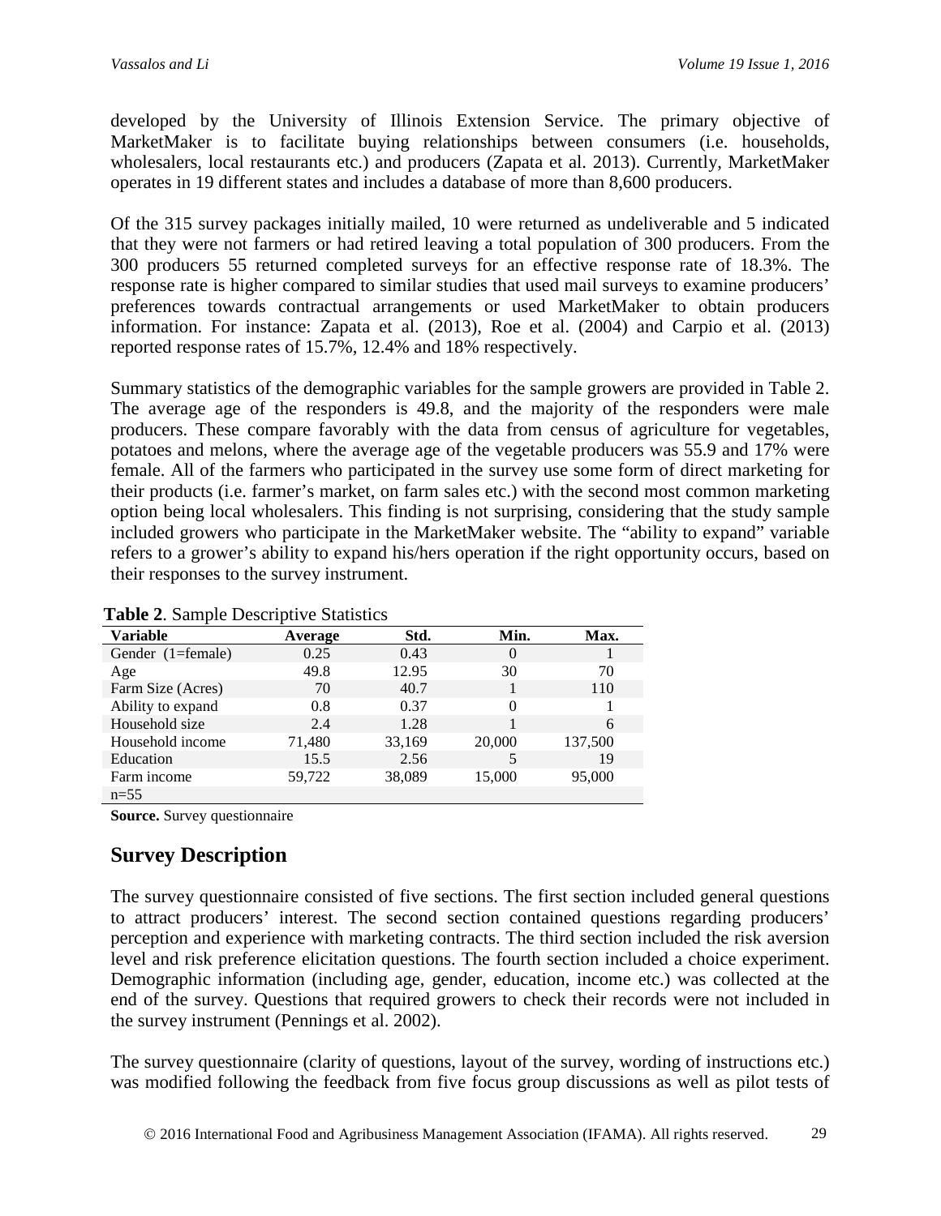developed by the University of Illinois Extension Service. The primary objective of MarketMaker is to facilitate buying relationships between consumers (i.e. households, wholesalers, local restaurants etc.) and producers (Zapata et al. 2013). Currently, MarketMaker operates in 19 different states and includes a database of more than 8,600 producers.

Of the 315 survey packages initially mailed, 10 were returned as undeliverable and 5 indicated that they were not farmers or had retired leaving a total population of 300 producers. From the 300 producers 55 returned completed surveys for an effective response rate of 18.3%. The response rate is higher compared to similar studies that used mail surveys to examine producers' preferences towards contractual arrangements or used MarketMaker to obtain producers information. For instance: Zapata et al. (2013), Roe et al. (2004) and Carpio et al. (2013) reported response rates of 15.7%, 12.4% and 18% respectively.

Summary statistics of the demographic variables for the sample growers are provided in Table 2. The average age of the responders is 49.8, and the majority of the responders were male producers. These compare favorably with the data from census of agriculture for vegetables, potatoes and melons, where the average age of the vegetable producers was 55.9 and 17% were female. All of the farmers who participated in the survey use some form of direct marketing for their products (i.e. farmer's market, on farm sales etc.) with the second most common marketing option being local wholesalers. This finding is not surprising, considering that the study sample included growers who participate in the MarketMaker website. The "ability to expand" variable refers to a grower's ability to expand his/hers operation if the right opportunity occurs, based on their responses to the survey instrument.

**Table 2**. Sample Descriptive Statistics

| Variable | Average | Std. | Min. | Max. |
|---|---|---|---|---|
| Gender (1=female) | 0.25 | 0.43 | 0 | 1 |
| Age | 49.8 | 12.95 | 30 | 70 |
| Farm Size (Acres) | 70 | 40.7 | 1 | 110 |
| Ability to expand | 0.8 | 0.37 | 0 | 1 |
| Household size | 2.4 | 1.28 | 1 | 6 |
| Household income | 71,480 | 33,169 | 20,000 | 137,500 |
| Education | 15.5 | 2.56 | 5 | 19 |
| Farm income | 59,722 | 38,089 | 15,000 | 95,000 |
| n=55 | | | | |

**Source.** Survey questionnaire

## Survey Description

The survey questionnaire consisted of five sections. The first section included general questions to attract producers' interest. The second section contained questions regarding producers' perception and experience with marketing contracts. The third section included the risk aversion level and risk preference elicitation questions. The fourth section included a choice experiment. Demographic information (including age, gender, education, income etc.) was collected at the end of the survey. Questions that required growers to check their records were not included in the survey instrument (Pennings et al. 2002).

The survey questionnaire (clarity of questions, layout of the survey, wording of instructions etc.) was modified following the feedback from five focus group discussions as well as pilot tests of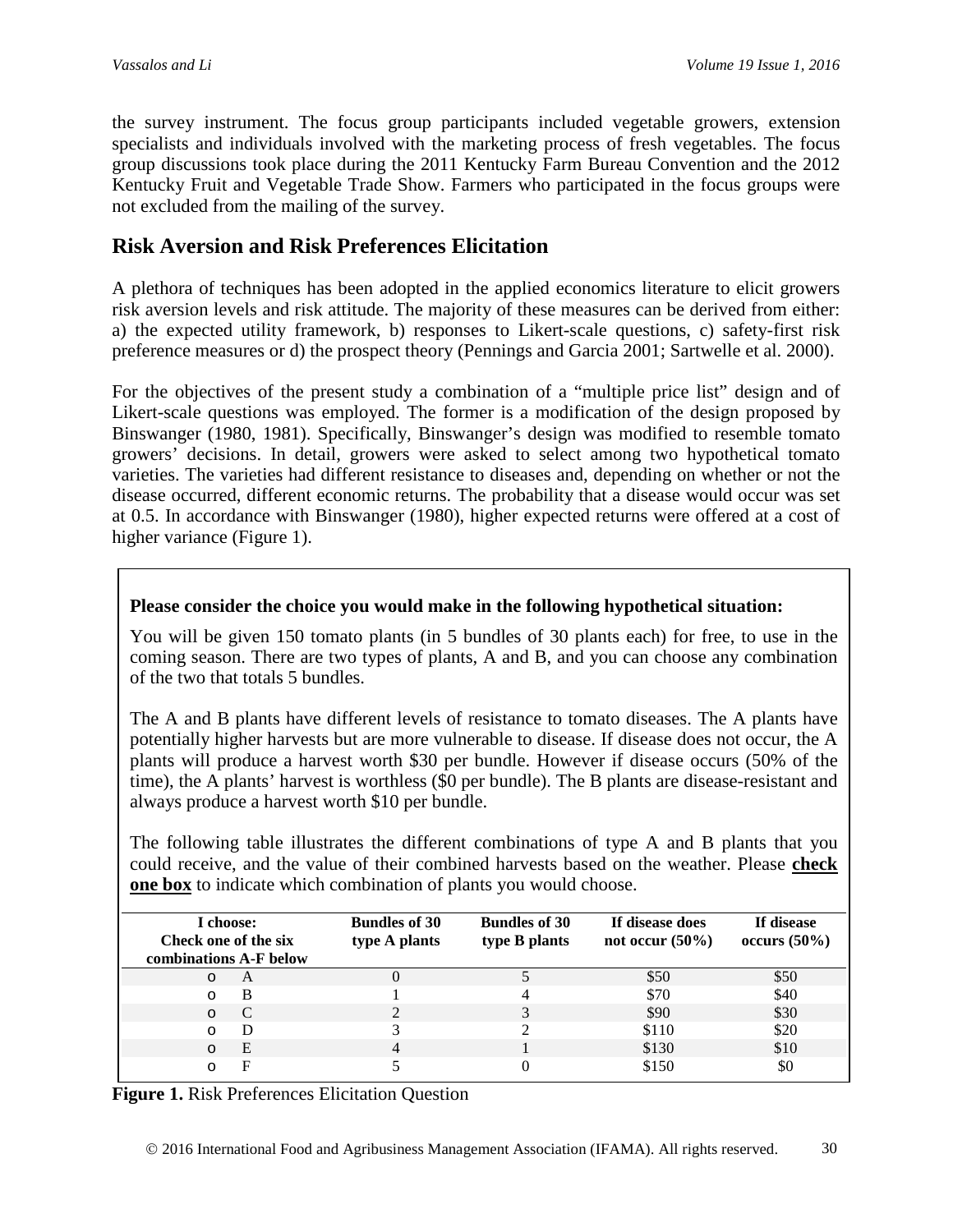the survey instrument. The focus group participants included vegetable growers, extension specialists and individuals involved with the marketing process of fresh vegetables. The focus group discussions took place during the 2011 Kentucky Farm Bureau Convention and the 2012 Kentucky Fruit and Vegetable Trade Show. Farmers who participated in the focus groups were not excluded from the mailing of the survey.

## Risk Aversion and Risk Preferences Elicitation

A plethora of techniques has been adopted in the applied economics literature to elicit growers risk aversion levels and risk attitude. The majority of these measures can be derived from either: a) the expected utility framework, b) responses to Likert-scale questions, c) safety-first risk preference measures or d) the prospect theory (Pennings and Garcia 2001; Sartwelle et al. 2000).

For the objectives of the present study a combination of a "multiple price list" design and of Likert-scale questions was employed. The former is a modification of the design proposed by Binswanger (1980, 1981). Specifically, Binswanger's design was modified to resemble tomato growers' decisions. In detail, growers were asked to select among two hypothetical tomato varieties. The varieties had different resistance to diseases and, depending on whether or not the disease occurred, different economic returns. The probability that a disease would occur was set at 0.5. In accordance with Binswanger (1980), higher expected returns were offered at a cost of higher variance (Figure 1).

**Please consider the choice you would make in the following hypothetical situation:**

You will be given 150 tomato plants (in 5 bundles of 30 plants each) for free, to use in the coming season. There are two types of plants, A and B, and you can choose any combination of the two that totals 5 bundles.

The A and B plants have different levels of resistance to tomato diseases. The A plants have potentially higher harvests but are more vulnerable to disease. If disease does not occur, the A plants will produce a harvest worth $30 per bundle. However if disease occurs (50% of the time), the A plants' harvest is worthless ($0 per bundle). The B plants are disease-resistant and always produce a harvest worth $10 per bundle.

The following table illustrates the different combinations of type A and B plants that you could receive, and the value of their combined harvests based on the weather. Please **check one box** to indicate which combination of plants you would choose.

| I choose: Check one of the six combinations A-F below | Bundles of 30 type A plants | Bundles of 30 type B plants | If disease does not occur (50%) | If disease occurs (50%) |
|---|---|---|---|---|
| o A | 0 | 5 | $50 | $50 |
| o B | 1 | 4 | $70 | $40 |
| o C | 2 | 3 | $90 | $30 |
| o D | 3 | 2 | $110 | $20 |
| o E | 4 | 1 | $130 | $10 |
| o F | 5 | 0 | $150 | $0 |

**Figure 1.** Risk Preferences Elicitation Question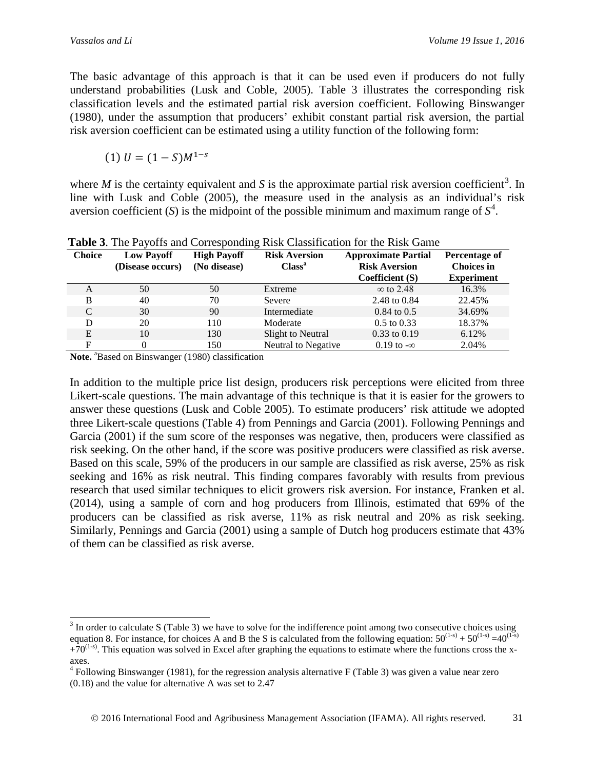The basic advantage of this approach is that it can be used even if producers do not fully understand probabilities (Lusk and Coble, 2005). Table 3 illustrates the corresponding risk classification levels and the estimated partial risk aversion coefficient. Following Binswanger (1980), under the assumption that producers' exhibit constant partial risk aversion, the partial risk aversion coefficient can be estimated using a utility function of the following form:

$$(1)\ U = (1 - S)M^{1-s}$$

where $M$ is the certainty equivalent and $S$ is the approximate partial risk aversion coefficient[3]. In line with Lusk and Coble (2005), the measure used in the analysis as an individual's risk aversion coefficient ($S$) is the midpoint of the possible minimum and maximum range of $S$[4].

**Table 3**. The Payoffs and Corresponding Risk Classification for the Risk Game

| Choice | Low Payoff (Disease occurs) | High Payoff (No disease) | Risk Aversion Class[a] | Approximate Partial Risk Aversion Coefficient (S) | Percentage of Choices in Experiment |
|---|---|---|---|---|---|
| A | 50 | 50 | Extreme | $\infty$ to 2.48 | 16.3% |
| B | 40 | 70 | Severe | 2.48 to 0.84 | 22.45% |
| C | 30 | 90 | Intermediate | 0.84 to 0.5 | 34.69% |
| D | 20 | 110 | Moderate | 0.5 to 0.33 | 18.37% |
| E | 10 | 130 | Slight to Neutral | 0.33 to 0.19 | 6.12% |
| F | 0 | 150 | Neutral to Negative | 0.19 to $-\infty$ | 2.04% |

**Note.** [a]Based on Binswanger (1980) classification

In addition to the multiple price list design, producers risk perceptions were elicited from three Likert-scale questions. The main advantage of this technique is that it is easier for the growers to answer these questions (Lusk and Coble 2005). To estimate producers' risk attitude we adopted three Likert-scale questions (Table 4) from Pennings and Garcia (2001). Following Pennings and Garcia (2001) if the sum score of the responses was negative, then, producers were classified as risk seeking. On the other hand, if the score was positive producers were classified as risk averse. Based on this scale, 59% of the producers in our sample are classified as risk averse, 25% as risk seeking and 16% as risk neutral. This finding compares favorably with results from previous research that used similar techniques to elicit growers risk aversion. For instance, Franken et al. (2014), using a sample of corn and hog producers from Illinois, estimated that 69% of the producers can be classified as risk averse, 11% as risk neutral and 20% as risk seeking. Similarly, Pennings and Garcia (2001) using a sample of Dutch hog producers estimate that 43% of them can be classified as risk averse.

---

[3] In order to calculate S (Table 3) we have to solve for the indifference point among two consecutive choices using equation 8. For instance, for choices A and B the S is calculated from the following equation: $50^{(1-s)} + 50^{(1-s)} = 40^{(1-s)} + 70^{(1-s)}$. This equation was solved in Excel after graphing the equations to estimate where the functions cross the x-axes.

[4] Following Binswanger (1981), for the regression analysis alternative F (Table 3) was given a value near zero (0.18) and the value for alternative A was set to 2.47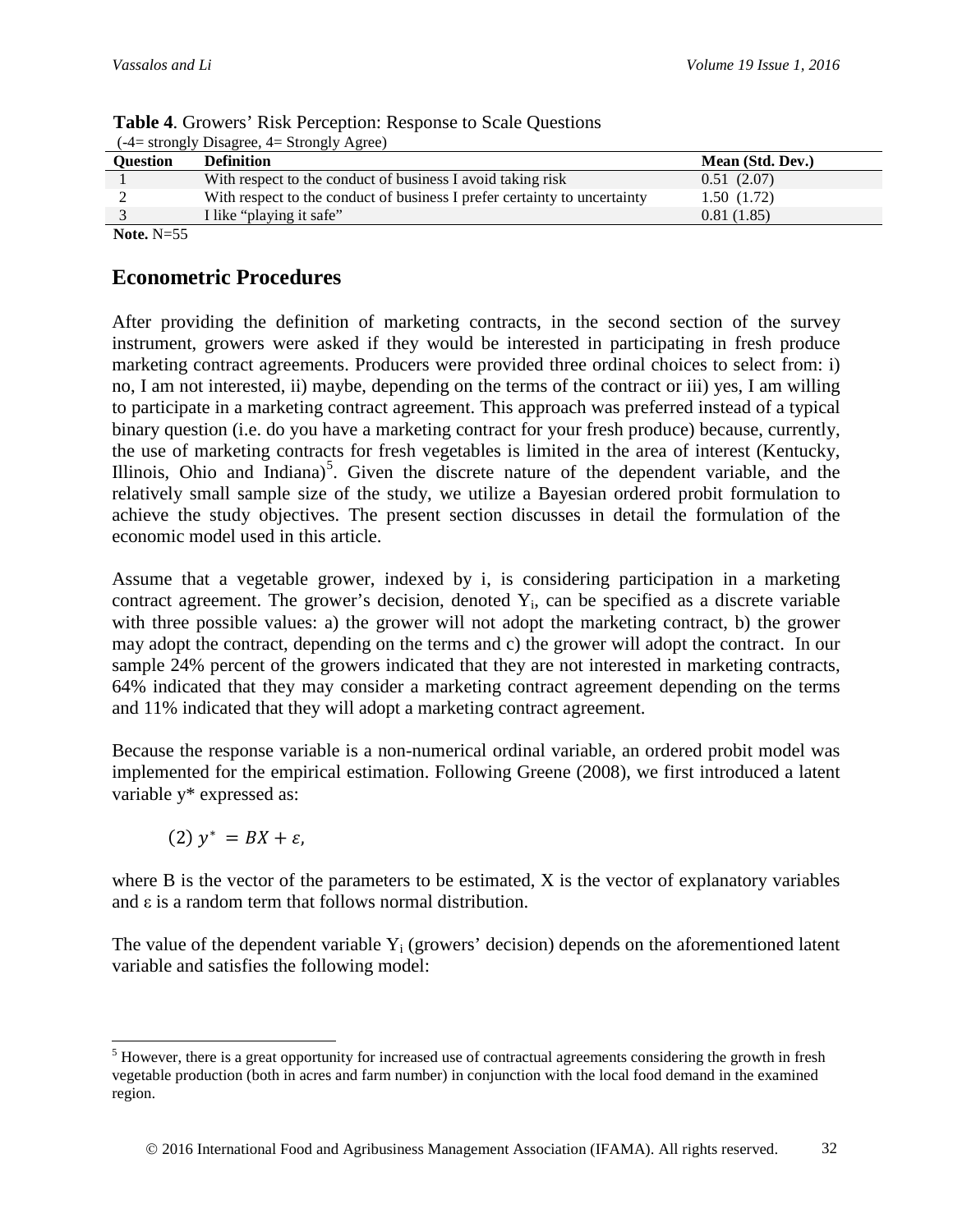**Table 4**. Growers' Risk Perception: Response to Scale Questions
(-4= strongly Disagree, 4= Strongly Agree)

| Question | Definition | Mean (Std. Dev.) |
|---|---|---|
| 1 | With respect to the conduct of business I avoid taking risk | 0.51 (2.07) |
| 2 | With respect to the conduct of business I prefer certainty to uncertainty | 1.50 (1.72) |
| 3 | I like "playing it safe" | 0.81 (1.85) |

**Note.** N=55

## Econometric Procedures

After providing the definition of marketing contracts, in the second section of the survey instrument, growers were asked if they would be interested in participating in fresh produce marketing contract agreements. Producers were provided three ordinal choices to select from: i) no, I am not interested, ii) maybe, depending on the terms of the contract or iii) yes, I am willing to participate in a marketing contract agreement. This approach was preferred instead of a typical binary question (i.e. do you have a marketing contract for your fresh produce) because, currently, the use of marketing contracts for fresh vegetables is limited in the area of interest (Kentucky, Illinois, Ohio and Indiana)[5]. Given the discrete nature of the dependent variable, and the relatively small sample size of the study, we utilize a Bayesian ordered probit formulation to achieve the study objectives. The present section discusses in detail the formulation of the economic model used in this article.

Assume that a vegetable grower, indexed by i, is considering participation in a marketing contract agreement. The grower's decision, denoted $Y_i$, can be specified as a discrete variable with three possible values: a) the grower will not adopt the marketing contract, b) the grower may adopt the contract, depending on the terms and c) the grower will adopt the contract. In our sample 24% percent of the growers indicated that they are not interested in marketing contracts, 64% indicated that they may consider a marketing contract agreement depending on the terms and 11% indicated that they will adopt a marketing contract agreement.

Because the response variable is a non-numerical ordinal variable, an ordered probit model was implemented for the empirical estimation. Following Greene (2008), we first introduced a latent variable y* expressed as:

$$(2)\ y^{*} = BX + \varepsilon,$$

where B is the vector of the parameters to be estimated, X is the vector of explanatory variables and $\varepsilon$ is a random term that follows normal distribution.

The value of the dependent variable $Y_i$ (growers' decision) depends on the aforementioned latent variable and satisfies the following model:

[5] However, there is a great opportunity for increased use of contractual agreements considering the growth in fresh vegetable production (both in acres and farm number) in conjunction with the local food demand in the examined region.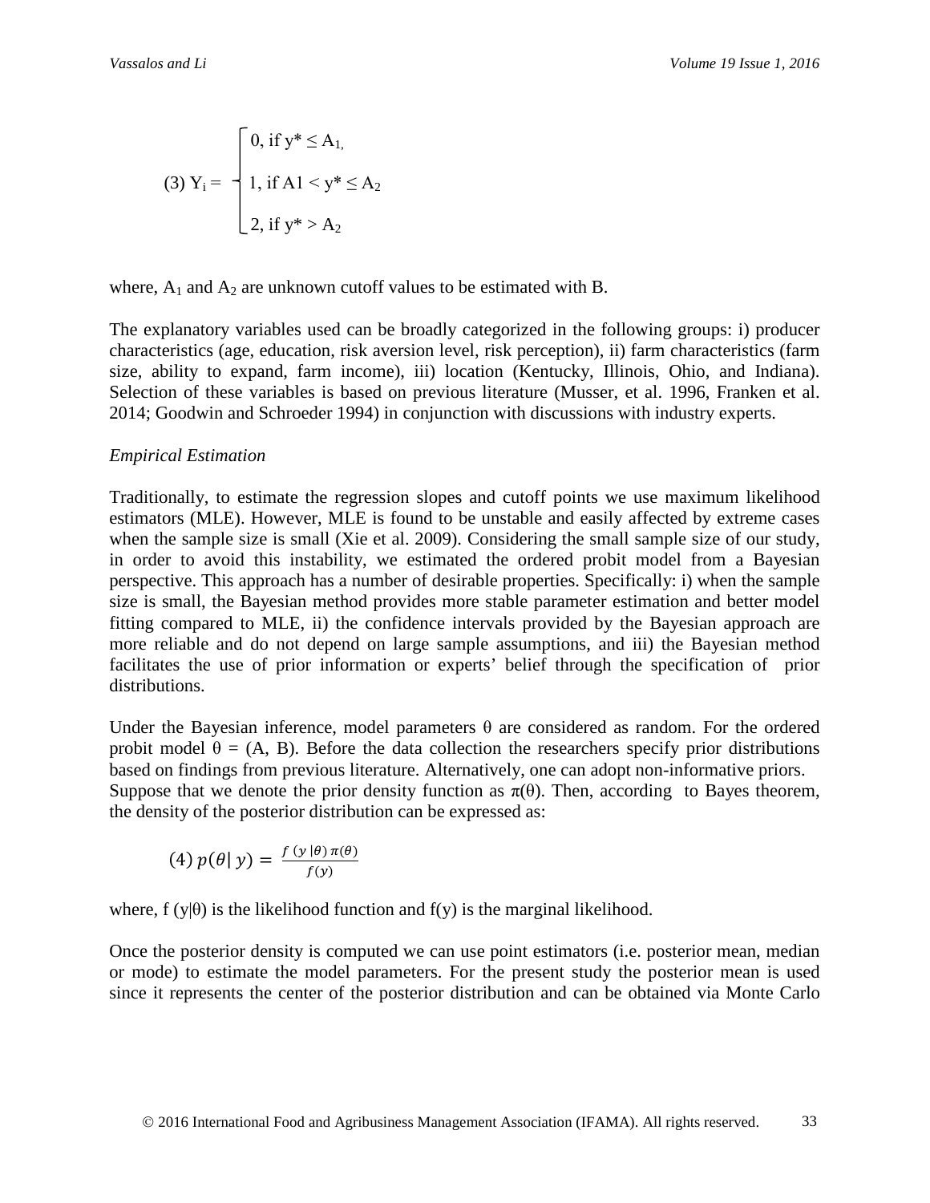$$(3)\ Y_i = \begin{cases} 0, \text{ if } y^* \leq A_1, \\ 1, \text{ if } A1 < y^* \leq A_2 \\ 2, \text{ if } y^* > A_2 \end{cases}$$

where, $A_1$ and $A_2$ are unknown cutoff values to be estimated with B.

The explanatory variables used can be broadly categorized in the following groups: i) producer characteristics (age, education, risk aversion level, risk perception), ii) farm characteristics (farm size, ability to expand, farm income), iii) location (Kentucky, Illinois, Ohio, and Indiana). Selection of these variables is based on previous literature (Musser, et al. 1996, Franken et al. 2014; Goodwin and Schroeder 1994) in conjunction with discussions with industry experts.

*Empirical Estimation*

Traditionally, to estimate the regression slopes and cutoff points we use maximum likelihood estimators (MLE). However, MLE is found to be unstable and easily affected by extreme cases when the sample size is small (Xie et al. 2009). Considering the small sample size of our study, in order to avoid this instability, we estimated the ordered probit model from a Bayesian perspective. This approach has a number of desirable properties. Specifically: i) when the sample size is small, the Bayesian method provides more stable parameter estimation and better model fitting compared to MLE, ii) the confidence intervals provided by the Bayesian approach are more reliable and do not depend on large sample assumptions, and iii) the Bayesian method facilitates the use of prior information or experts' belief through the specification of prior distributions.

Under the Bayesian inference, model parameters $\theta$ are considered as random. For the ordered probit model $\theta$ = (A, B). Before the data collection the researchers specify prior distributions based on findings from previous literature. Alternatively, one can adopt non-informative priors. Suppose that we denote the prior density function as $\pi(\theta)$. Then, according to Bayes theorem, the density of the posterior distribution can be expressed as:

$$(4)\ p(\theta | y) = \frac{f(y | \theta)\, \pi(\theta)}{f(y)}$$

where, $f(y|\theta)$ is the likelihood function and $f(y)$ is the marginal likelihood.

Once the posterior density is computed we can use point estimators (i.e. posterior mean, median or mode) to estimate the model parameters. For the present study the posterior mean is used since it represents the center of the posterior distribution and can be obtained via Monte Carlo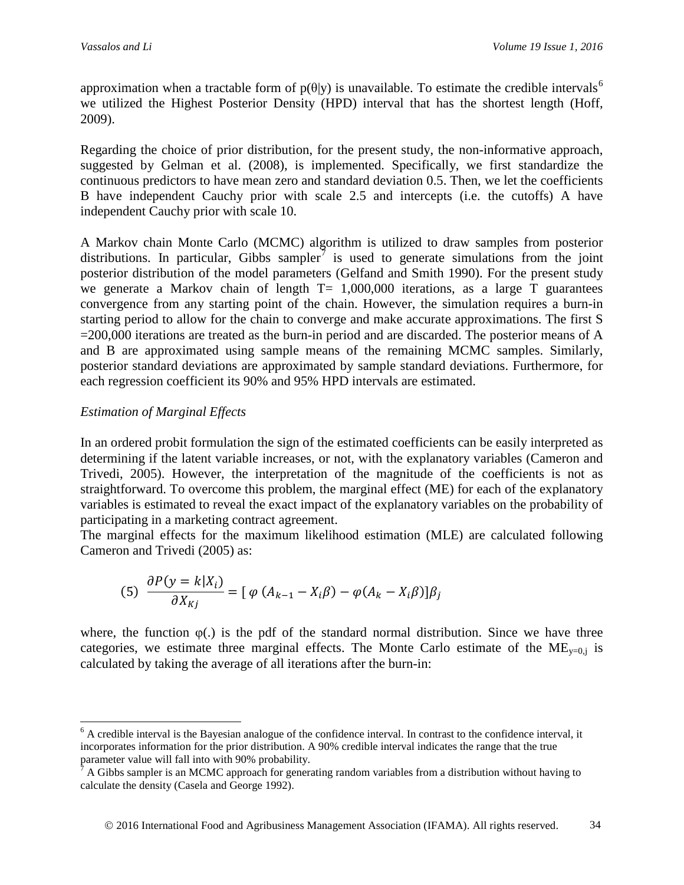approximation when a tractable form of p(θ|y) is unavailable. To estimate the credible intervals[6] we utilized the Highest Posterior Density (HPD) interval that has the shortest length (Hoff, 2009).

Regarding the choice of prior distribution, for the present study, the non-informative approach, suggested by Gelman et al. (2008), is implemented. Specifically, we first standardize the continuous predictors to have mean zero and standard deviation 0.5. Then, we let the coefficients B have independent Cauchy prior with scale 2.5 and intercepts (i.e. the cutoffs) A have independent Cauchy prior with scale 10.

A Markov chain Monte Carlo (MCMC) algorithm is utilized to draw samples from posterior distributions. In particular, Gibbs sampler[7] is used to generate simulations from the joint posterior distribution of the model parameters (Gelfand and Smith 1990). For the present study we generate a Markov chain of length T= 1,000,000 iterations, as a large T guarantees convergence from any starting point of the chain. However, the simulation requires a burn-in starting period to allow for the chain to converge and make accurate approximations. The first S =200,000 iterations are treated as the burn-in period and are discarded. The posterior means of A and B are approximated using sample means of the remaining MCMC samples. Similarly, posterior standard deviations are approximated by sample standard deviations. Furthermore, for each regression coefficient its 90% and 95% HPD intervals are estimated.

*Estimation of Marginal Effects*

In an ordered probit formulation the sign of the estimated coefficients can be easily interpreted as determining if the latent variable increases, or not, with the explanatory variables (Cameron and Trivedi, 2005). However, the interpretation of the magnitude of the coefficients is not as straightforward. To overcome this problem, the marginal effect (ME) for each of the explanatory variables is estimated to reveal the exact impact of the explanatory variables on the probability of participating in a marketing contract agreement.
The marginal effects for the maximum likelihood estimation (MLE) are calculated following Cameron and Trivedi (2005) as:

$$(5)\quad \frac{\partial P(y=k|X_i)}{\partial X_{Kj}} = [\, \varphi\,(A_{k-1} - X_i\beta) - \varphi(A_k - X_i\beta)]\beta_j$$

where, the function φ(.) is the pdf of the standard normal distribution. Since we have three categories, we estimate three marginal effects. The Monte Carlo estimate of the $ME_{y=0,j}$ is calculated by taking the average of all iterations after the burn-in:

---

[6] A credible interval is the Bayesian analogue of the confidence interval. In contrast to the confidence interval, it incorporates information for the prior distribution. A 90% credible interval indicates the range that the true parameter value will fall into with 90% probability.

[7] A Gibbs sampler is an MCMC approach for generating random variables from a distribution without having to calculate the density (Casela and George 1992).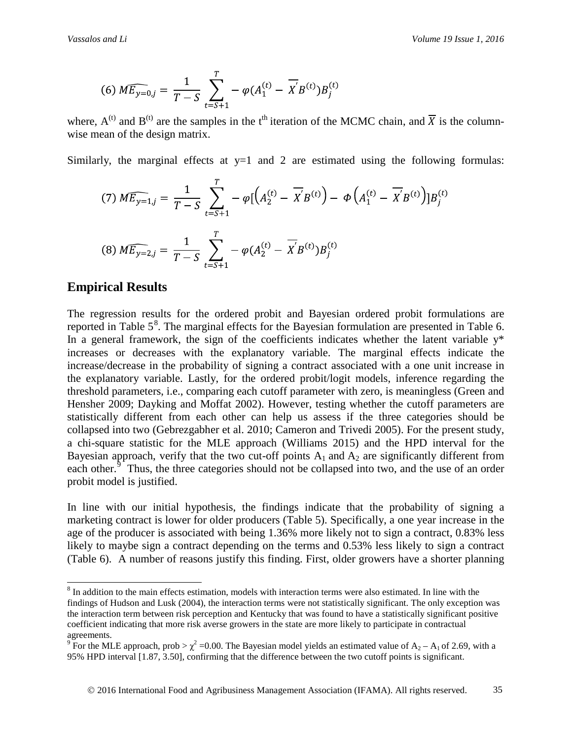$$(6)\ \widehat{ME_{y=0,j}} = \frac{1}{T-S} \sum_{t=S+1}^{T} -\varphi(A_1^{(t)} - \overline{X}' B^{(t)}) B_j^{(t)}$$

where, $A^{(t)}$ and $B^{(t)}$ are the samples in the $t^{th}$ iteration of the MCMC chain, and $\overline{X}$ is the column-wise mean of the design matrix.

Similarly, the marginal effects at y=1 and 2 are estimated using the following formulas:

$$(7)\ \widehat{ME_{y=1,j}} = \frac{1}{T-S} \sum_{t=S+1}^{T} -\varphi[\left(A_2^{(t)} - \overline{X}' B^{(t)}\right) - \Phi\left(A_1^{(t)} - \overline{X}' B^{(t)}\right)] B_j^{(t)}$$

$$(8)\ \widehat{ME_{y=2,j}} = \frac{1}{T-S} \sum_{t=S+1}^{T} -\varphi(A_2^{(t)} - \overline{X}' B^{(t)}) B_j^{(t)}$$

## Empirical Results

The regression results for the ordered probit and Bayesian ordered probit formulations are reported in Table 5[8]. The marginal effects for the Bayesian formulation are presented in Table 6. In a general framework, the sign of the coefficients indicates whether the latent variable y* increases or decreases with the explanatory variable. The marginal effects indicate the increase/decrease in the probability of signing a contract associated with a one unit increase in the explanatory variable. Lastly, for the ordered probit/logit models, inference regarding the threshold parameters, i.e., comparing each cutoff parameter with zero, is meaningless (Green and Hensher 2009; Dayking and Moffat 2002). However, testing whether the cutoff parameters are statistically different from each other can help us assess if the three categories should be collapsed into two (Gebrezgabher et al. 2010; Cameron and Trivedi 2005). For the present study, a chi-square statistic for the MLE approach (Williams 2015) and the HPD interval for the Bayesian approach, verify that the two cut-off points $A_1$ and $A_2$ are significantly different from each other.[9] Thus, the three categories should not be collapsed into two, and the use of an order probit model is justified.

In line with our initial hypothesis, the findings indicate that the probability of signing a marketing contract is lower for older producers (Table 5). Specifically, a one year increase in the age of the producer is associated with being 1.36% more likely not to sign a contract, 0.83% less likely to maybe sign a contract depending on the terms and 0.53% less likely to sign a contract (Table 6). A number of reasons justify this finding. First, older growers have a shorter planning

---

[8] In addition to the main effects estimation, models with interaction terms were also estimated. In line with the findings of Hudson and Lusk (2004), the interaction terms were not statistically significant. The only exception was the interaction term between risk perception and Kentucky that was found to have a statistically significant positive coefficient indicating that more risk averse growers in the state are more likely to participate in contractual agreements.

[9] For the MLE approach, prob > $\chi^2$ =0.00. The Bayesian model yields an estimated value of $A_2 - A_1$ of 2.69, with a 95% HPD interval [1.87, 3.50], confirming that the difference between the two cutoff points is significant.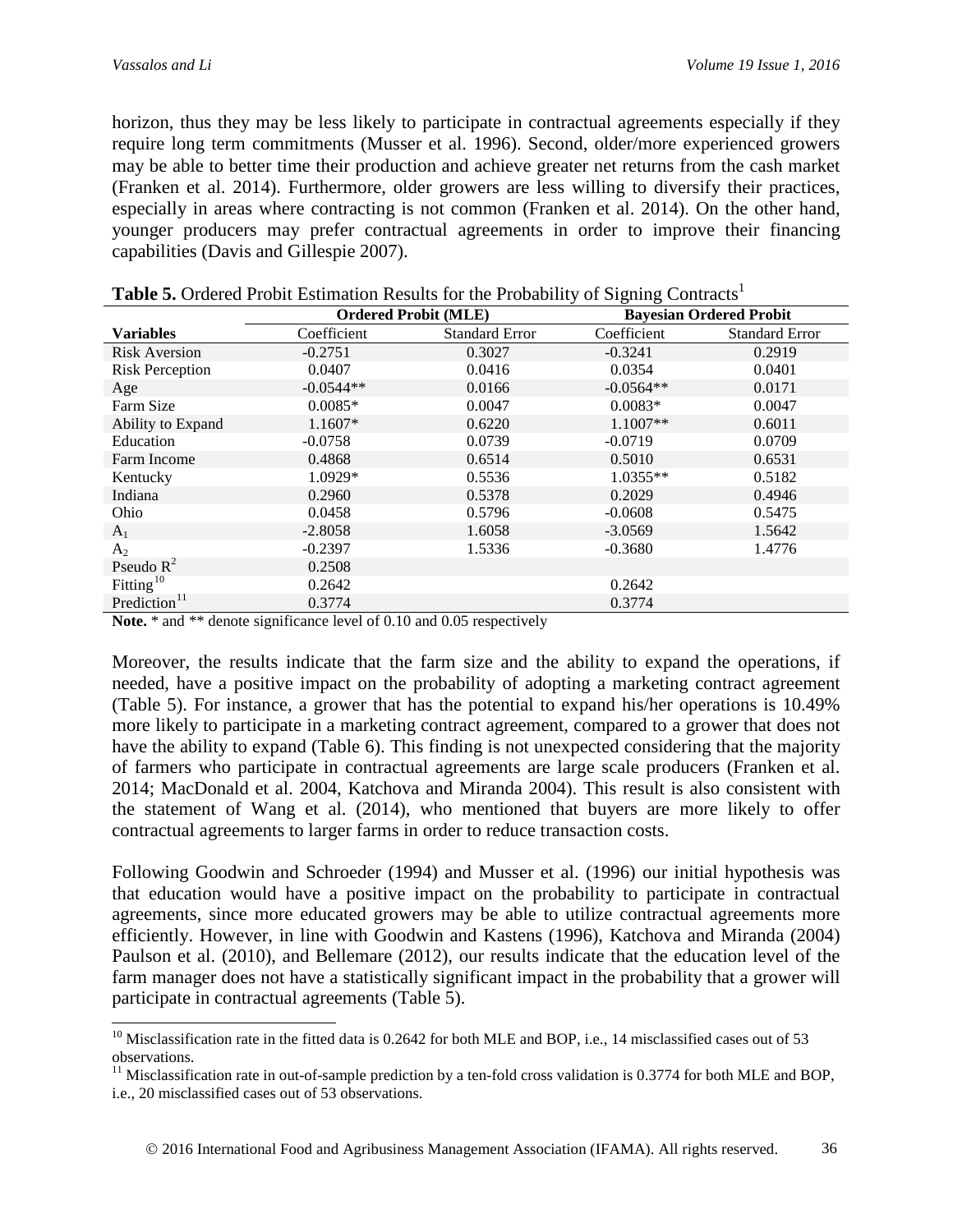horizon, thus they may be less likely to participate in contractual agreements especially if they require long term commitments (Musser et al. 1996). Second, older/more experienced growers may be able to better time their production and achieve greater net returns from the cash market (Franken et al. 2014). Furthermore, older growers are less willing to diversify their practices, especially in areas where contracting is not common (Franken et al. 2014). On the other hand, younger producers may prefer contractual agreements in order to improve their financing capabilities (Davis and Gillespie 2007).

**Table 5.** Ordered Probit Estimation Results for the Probability of Signing Contracts[1]

| | Ordered Probit (MLE) | | Bayesian Ordered Probit | |
|---|---|---|---|---|
| **Variables** | Coefficient | Standard Error | Coefficient | Standard Error |
| Risk Aversion | -0.2751 | 0.3027 | -0.3241 | 0.2919 |
| Risk Perception | 0.0407 | 0.0416 | 0.0354 | 0.0401 |
| Age | -0.0544** | 0.0166 | -0.0564** | 0.0171 |
| Farm Size | 0.0085* | 0.0047 | 0.0083* | 0.0047 |
| Ability to Expand | 1.1607* | 0.6220 | 1.1007** | 0.6011 |
| Education | -0.0758 | 0.0739 | -0.0719 | 0.0709 |
| Farm Income | 0.4868 | 0.6514 | 0.5010 | 0.6531 |
| Kentucky | 1.0929* | 0.5536 | 1.0355** | 0.5182 |
| Indiana | 0.2960 | 0.5378 | 0.2029 | 0.4946 |
| Ohio | 0.0458 | 0.5796 | -0.0608 | 0.5475 |
| $A_1$ | -2.8058 | 1.6058 | -3.0569 | 1.5642 |
| $A_2$ | -0.2397 | 1.5336 | -0.3680 | 1.4776 |
| Pseudo $R^2$ | 0.2508 | | | |
| Fitting[10] | 0.2642 | | 0.2642 | |
| Prediction[11] | 0.3774 | | 0.3774 | |

**Note.** * and ** denote significance level of 0.10 and 0.05 respectively

Moreover, the results indicate that the farm size and the ability to expand the operations, if needed, have a positive impact on the probability of adopting a marketing contract agreement (Table 5). For instance, a grower that has the potential to expand his/her operations is 10.49% more likely to participate in a marketing contract agreement, compared to a grower that does not have the ability to expand (Table 6). This finding is not unexpected considering that the majority of farmers who participate in contractual agreements are large scale producers (Franken et al. 2014; MacDonald et al. 2004, Katchova and Miranda 2004). This result is also consistent with the statement of Wang et al. (2014), who mentioned that buyers are more likely to offer contractual agreements to larger farms in order to reduce transaction costs.

Following Goodwin and Schroeder (1994) and Musser et al. (1996) our initial hypothesis was that education would have a positive impact on the probability to participate in contractual agreements, since more educated growers may be able to utilize contractual agreements more efficiently. However, in line with Goodwin and Kastens (1996), Katchova and Miranda (2004) Paulson et al. (2010), and Bellemare (2012), our results indicate that the education level of the farm manager does not have a statistically significant impact in the probability that a grower will participate in contractual agreements (Table 5).

[10] Misclassification rate in the fitted data is 0.2642 for both MLE and BOP, i.e., 14 misclassified cases out of 53 observations.

[11] Misclassification rate in out-of-sample prediction by a ten-fold cross validation is 0.3774 for both MLE and BOP, i.e., 20 misclassified cases out of 53 observations.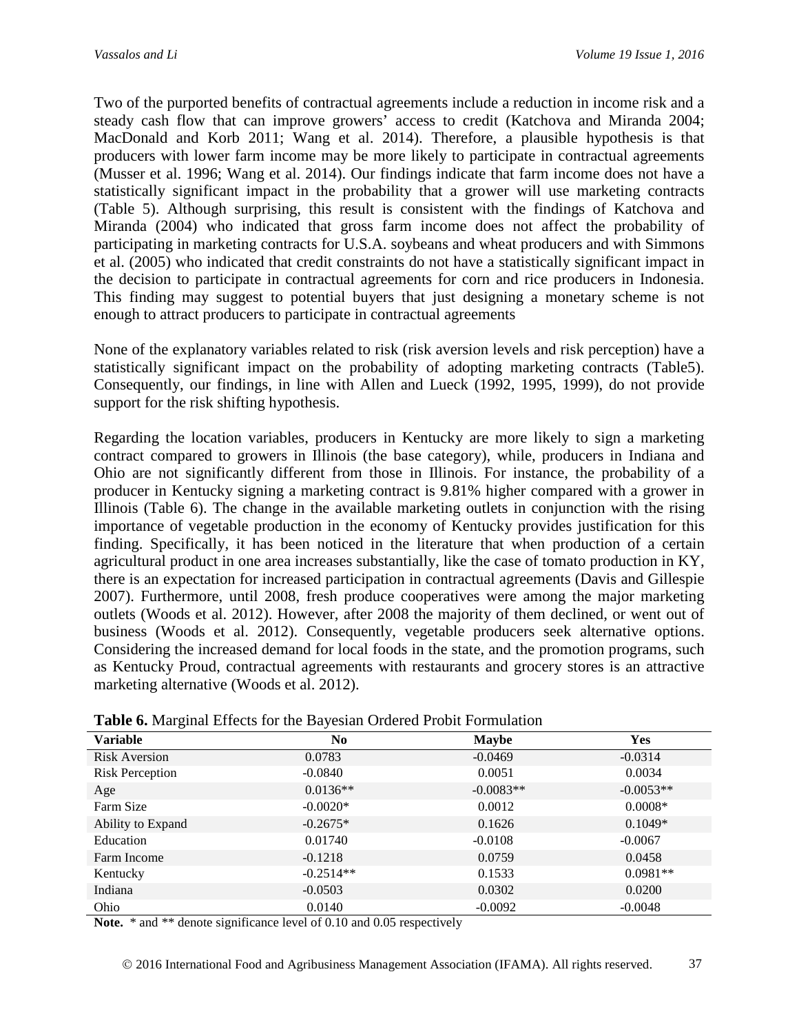Two of the purported benefits of contractual agreements include a reduction in income risk and a steady cash flow that can improve growers' access to credit (Katchova and Miranda 2004; MacDonald and Korb 2011; Wang et al. 2014). Therefore, a plausible hypothesis is that producers with lower farm income may be more likely to participate in contractual agreements (Musser et al. 1996; Wang et al. 2014). Our findings indicate that farm income does not have a statistically significant impact in the probability that a grower will use marketing contracts (Table 5). Although surprising, this result is consistent with the findings of Katchova and Miranda (2004) who indicated that gross farm income does not affect the probability of participating in marketing contracts for U.S.A. soybeans and wheat producers and with Simmons et al. (2005) who indicated that credit constraints do not have a statistically significant impact in the decision to participate in contractual agreements for corn and rice producers in Indonesia. This finding may suggest to potential buyers that just designing a monetary scheme is not enough to attract producers to participate in contractual agreements

None of the explanatory variables related to risk (risk aversion levels and risk perception) have a statistically significant impact on the probability of adopting marketing contracts (Table5). Consequently, our findings, in line with Allen and Lueck (1992, 1995, 1999), do not provide support for the risk shifting hypothesis.

Regarding the location variables, producers in Kentucky are more likely to sign a marketing contract compared to growers in Illinois (the base category), while, producers in Indiana and Ohio are not significantly different from those in Illinois. For instance, the probability of a producer in Kentucky signing a marketing contract is 9.81% higher compared with a grower in Illinois (Table 6). The change in the available marketing outlets in conjunction with the rising importance of vegetable production in the economy of Kentucky provides justification for this finding. Specifically, it has been noticed in the literature that when production of a certain agricultural product in one area increases substantially, like the case of tomato production in KY, there is an expectation for increased participation in contractual agreements (Davis and Gillespie 2007). Furthermore, until 2008, fresh produce cooperatives were among the major marketing outlets (Woods et al. 2012). However, after 2008 the majority of them declined, or went out of business (Woods et al. 2012). Consequently, vegetable producers seek alternative options. Considering the increased demand for local foods in the state, and the promotion programs, such as Kentucky Proud, contractual agreements with restaurants and grocery stores is an attractive marketing alternative (Woods et al. 2012).

**Table 6.** Marginal Effects for the Bayesian Ordered Probit Formulation

| Variable | No | Maybe | Yes |
|---|---|---|---|
| Risk Aversion | 0.0783 | -0.0469 | -0.0314 |
| Risk Perception | -0.0840 | 0.0051 | 0.0034 |
| Age | 0.0136** | -0.0083** | -0.0053** |
| Farm Size | -0.0020* | 0.0012 | 0.0008* |
| Ability to Expand | -0.2675* | 0.1626 | 0.1049* |
| Education | 0.01740 | -0.0108 | -0.0067 |
| Farm Income | -0.1218 | 0.0759 | 0.0458 |
| Kentucky | -0.2514** | 0.1533 | 0.0981** |
| Indiana | -0.0503 | 0.0302 | 0.0200 |
| Ohio | 0.0140 | -0.0092 | -0.0048 |

**Note.** * and ** denote significance level of 0.10 and 0.05 respectively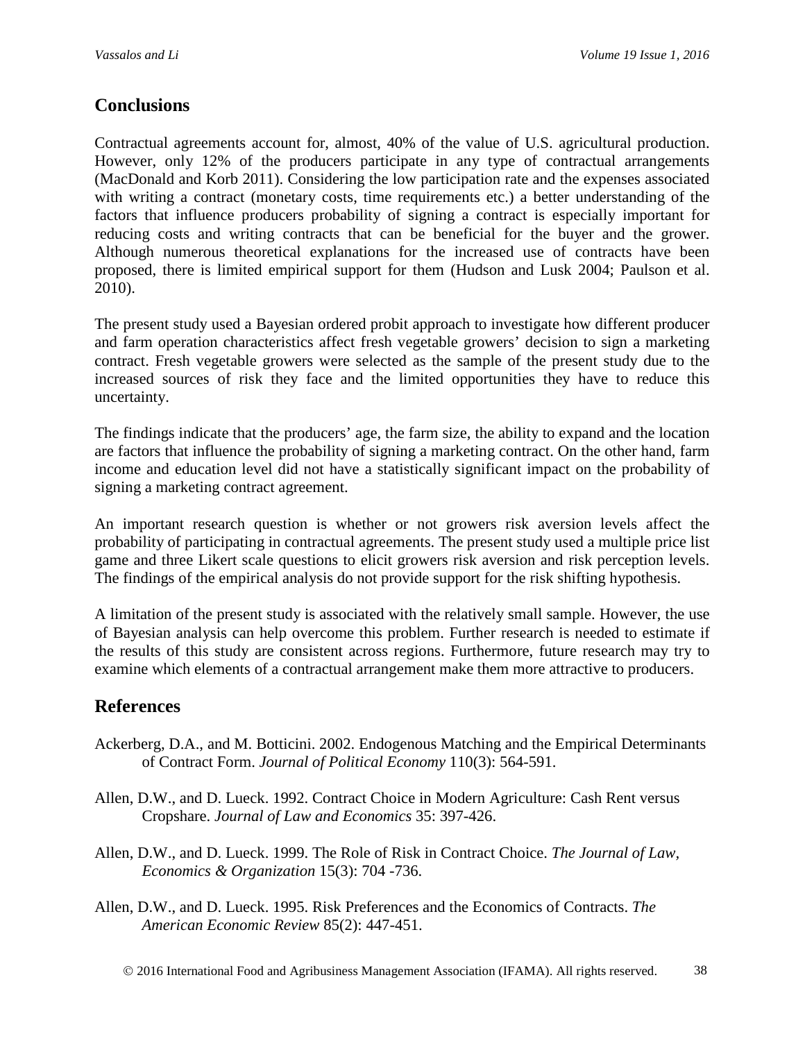## Conclusions

Contractual agreements account for, almost, 40% of the value of U.S. agricultural production. However, only 12% of the producers participate in any type of contractual arrangements (MacDonald and Korb 2011). Considering the low participation rate and the expenses associated with writing a contract (monetary costs, time requirements etc.) a better understanding of the factors that influence producers probability of signing a contract is especially important for reducing costs and writing contracts that can be beneficial for the buyer and the grower. Although numerous theoretical explanations for the increased use of contracts have been proposed, there is limited empirical support for them (Hudson and Lusk 2004; Paulson et al. 2010).

The present study used a Bayesian ordered probit approach to investigate how different producer and farm operation characteristics affect fresh vegetable growers' decision to sign a marketing contract. Fresh vegetable growers were selected as the sample of the present study due to the increased sources of risk they face and the limited opportunities they have to reduce this uncertainty.

The findings indicate that the producers' age, the farm size, the ability to expand and the location are factors that influence the probability of signing a marketing contract. On the other hand, farm income and education level did not have a statistically significant impact on the probability of signing a marketing contract agreement.

An important research question is whether or not growers risk aversion levels affect the probability of participating in contractual agreements. The present study used a multiple price list game and three Likert scale questions to elicit growers risk aversion and risk perception levels. The findings of the empirical analysis do not provide support for the risk shifting hypothesis.

A limitation of the present study is associated with the relatively small sample. However, the use of Bayesian analysis can help overcome this problem. Further research is needed to estimate if the results of this study are consistent across regions. Furthermore, future research may try to examine which elements of a contractual arrangement make them more attractive to producers.

## References

Ackerberg, D.A., and M. Botticini. 2002. Endogenous Matching and the Empirical Determinants of Contract Form. *Journal of Political Economy* 110(3): 564-591.

Allen, D.W., and D. Lueck. 1992. Contract Choice in Modern Agriculture: Cash Rent versus Cropshare. *Journal of Law and Economics* 35: 397-426.

Allen, D.W., and D. Lueck. 1999. The Role of Risk in Contract Choice. *The Journal of Law, Economics & Organization* 15(3): 704 -736.

Allen, D.W., and D. Lueck. 1995. Risk Preferences and the Economics of Contracts. *The American Economic Review* 85(2): 447-451.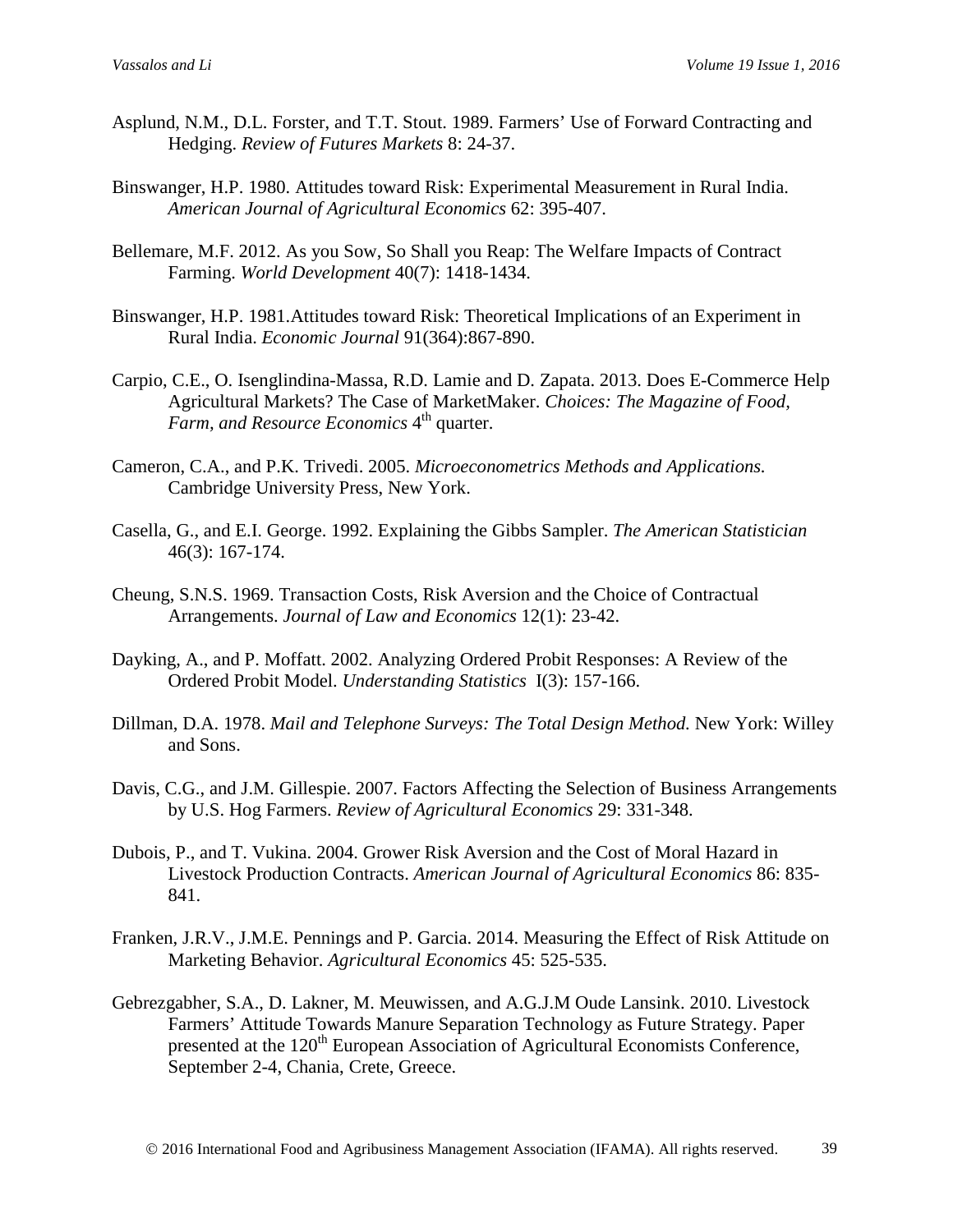Asplund, N.M., D.L. Forster, and T.T. Stout. 1989. Farmers' Use of Forward Contracting and Hedging. *Review of Futures Markets* 8: 24-37.

Binswanger, H.P. 1980. Attitudes toward Risk: Experimental Measurement in Rural India. *American Journal of Agricultural Economics* 62: 395-407.

Bellemare, M.F. 2012. As you Sow, So Shall you Reap: The Welfare Impacts of Contract Farming. *World Development* 40(7): 1418-1434.

Binswanger, H.P. 1981.Attitudes toward Risk: Theoretical Implications of an Experiment in Rural India. *Economic Journal* 91(364):867-890.

Carpio, C.E., O. Isenglindina-Massa, R.D. Lamie and D. Zapata. 2013. Does E-Commerce Help Agricultural Markets? The Case of MarketMaker. *Choices: The Magazine of Food, Farm, and Resource Economics* 4th quarter.

Cameron, C.A., and P.K. Trivedi. 2005. *Microeconometrics Methods and Applications.* Cambridge University Press, New York.

Casella, G., and E.I. George. 1992. Explaining the Gibbs Sampler. *The American Statistician* 46(3): 167-174.

Cheung, S.N.S. 1969. Transaction Costs, Risk Aversion and the Choice of Contractual Arrangements. *Journal of Law and Economics* 12(1): 23-42.

Dayking, A., and P. Moffatt. 2002. Analyzing Ordered Probit Responses: A Review of the Ordered Probit Model. *Understanding Statistics* I(3): 157-166.

Dillman, D.A. 1978. *Mail and Telephone Surveys: The Total Design Method.* New York: Willey and Sons.

Davis, C.G., and J.M. Gillespie. 2007. Factors Affecting the Selection of Business Arrangements by U.S. Hog Farmers. *Review of Agricultural Economics* 29: 331-348.

Dubois, P., and T. Vukina. 2004. Grower Risk Aversion and the Cost of Moral Hazard in Livestock Production Contracts. *American Journal of Agricultural Economics* 86: 835-841.

Franken, J.R.V., J.M.E. Pennings and P. Garcia. 2014. Measuring the Effect of Risk Attitude on Marketing Behavior. *Agricultural Economics* 45: 525-535.

Gebrezgabher, S.A., D. Lakner, M. Meuwissen, and A.G.J.M Oude Lansink. 2010. Livestock Farmers' Attitude Towards Manure Separation Technology as Future Strategy. Paper presented at the 120th European Association of Agricultural Economists Conference, September 2-4, Chania, Crete, Greece.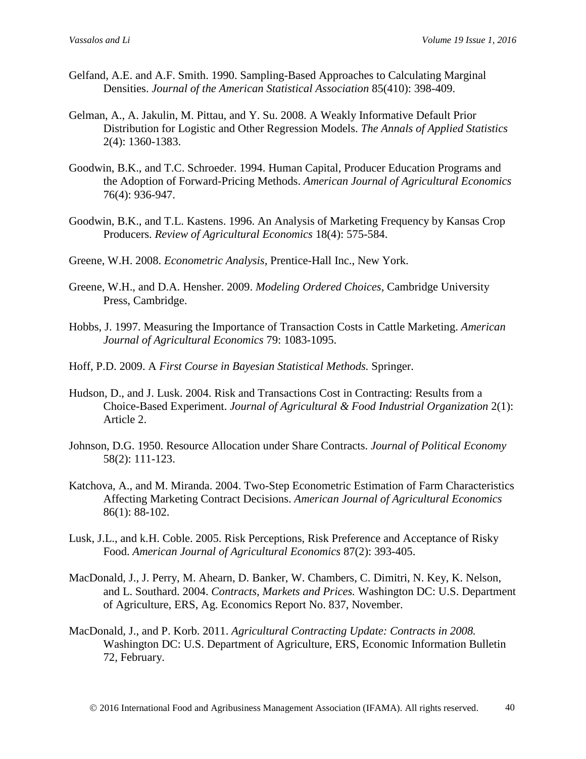Gelfand, A.E. and A.F. Smith. 1990. Sampling-Based Approaches to Calculating Marginal Densities. *Journal of the American Statistical Association* 85(410): 398-409.

Gelman, A., A. Jakulin, M. Pittau, and Y. Su. 2008. A Weakly Informative Default Prior Distribution for Logistic and Other Regression Models. *The Annals of Applied Statistics* 2(4): 1360-1383.

Goodwin, B.K., and T.C. Schroeder. 1994. Human Capital, Producer Education Programs and the Adoption of Forward-Pricing Methods. *American Journal of Agricultural Economics* 76(4): 936-947.

Goodwin, B.K., and T.L. Kastens. 1996. An Analysis of Marketing Frequency by Kansas Crop Producers. *Review of Agricultural Economics* 18(4): 575-584.

Greene, W.H. 2008. *Econometric Analysis,* Prentice-Hall Inc., New York.

Greene, W.H., and D.A. Hensher. 2009. *Modeling Ordered Choices,* Cambridge University Press, Cambridge.

Hobbs, J. 1997. Measuring the Importance of Transaction Costs in Cattle Marketing. *American Journal of Agricultural Economics* 79: 1083-1095.

Hoff, P.D. 2009. A *First Course in Bayesian Statistical Methods.* Springer.

Hudson, D., and J. Lusk. 2004. Risk and Transactions Cost in Contracting: Results from a Choice-Based Experiment. *Journal of Agricultural & Food Industrial Organization* 2(1): Article 2.

Johnson, D.G. 1950. Resource Allocation under Share Contracts. *Journal of Political Economy* 58(2): 111-123.

Katchova, A., and M. Miranda. 2004. Two-Step Econometric Estimation of Farm Characteristics Affecting Marketing Contract Decisions. *American Journal of Agricultural Economics* 86(1): 88-102.

Lusk, J.L., and k.H. Coble. 2005. Risk Perceptions, Risk Preference and Acceptance of Risky Food. *American Journal of Agricultural Economics* 87(2): 393-405.

MacDonald, J., J. Perry, M. Ahearn, D. Banker, W. Chambers, C. Dimitri, N. Key, K. Nelson, and L. Southard. 2004. *Contracts, Markets and Prices.* Washington DC: U.S. Department of Agriculture, ERS, Ag. Economics Report No. 837, November.

MacDonald, J., and P. Korb. 2011. *Agricultural Contracting Update: Contracts in 2008.* Washington DC: U.S. Department of Agriculture, ERS, Economic Information Bulletin 72, February.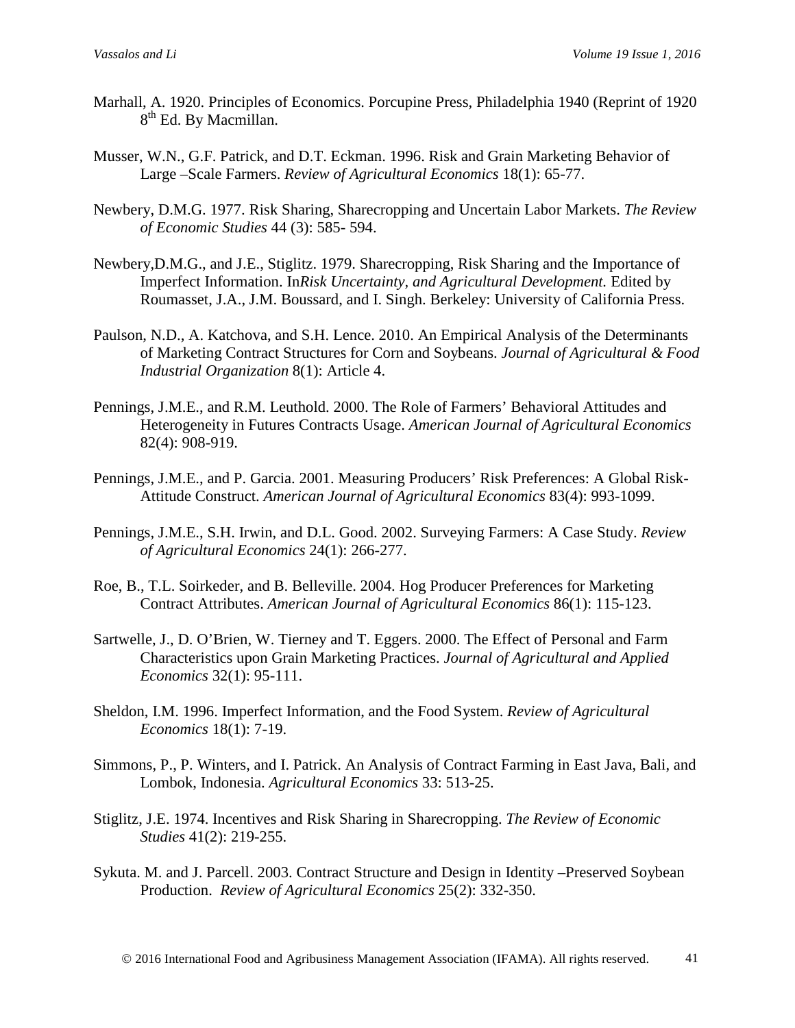Marhall, A. 1920. Principles of Economics. Porcupine Press, Philadelphia 1940 (Reprint of 1920 8th Ed. By Macmillan.

Musser, W.N., G.F. Patrick, and D.T. Eckman. 1996. Risk and Grain Marketing Behavior of Large –Scale Farmers. *Review of Agricultural Economics* 18(1): 65-77.

Newbery, D.M.G. 1977. Risk Sharing, Sharecropping and Uncertain Labor Markets. *The Review of Economic Studies* 44 (3): 585- 594.

Newbery,D.M.G., and J.E., Stiglitz. 1979. Sharecropping, Risk Sharing and the Importance of Imperfect Information. In*Risk Uncertainty, and Agricultural Development.* Edited by Roumasset, J.A., J.M. Boussard, and I. Singh. Berkeley: University of California Press.

Paulson, N.D., A. Katchova, and S.H. Lence. 2010. An Empirical Analysis of the Determinants of Marketing Contract Structures for Corn and Soybeans. *Journal of Agricultural & Food Industrial Organization* 8(1): Article 4.

Pennings, J.M.E., and R.M. Leuthold. 2000. The Role of Farmers' Behavioral Attitudes and Heterogeneity in Futures Contracts Usage. *American Journal of Agricultural Economics* 82(4): 908-919.

Pennings, J.M.E., and P. Garcia. 2001. Measuring Producers' Risk Preferences: A Global Risk-Attitude Construct. *American Journal of Agricultural Economics* 83(4): 993-1099.

Pennings, J.M.E., S.H. Irwin, and D.L. Good. 2002. Surveying Farmers: A Case Study. *Review of Agricultural Economics* 24(1): 266-277.

Roe, B., T.L. Soirkeder, and B. Belleville. 2004. Hog Producer Preferences for Marketing Contract Attributes. *American Journal of Agricultural Economics* 86(1): 115-123.

Sartwelle, J., D. O'Brien, W. Tierney and T. Eggers. 2000. The Effect of Personal and Farm Characteristics upon Grain Marketing Practices. *Journal of Agricultural and Applied Economics* 32(1): 95-111.

Sheldon, I.M. 1996. Imperfect Information, and the Food System. *Review of Agricultural Economics* 18(1): 7-19.

Simmons, P., P. Winters, and I. Patrick. An Analysis of Contract Farming in East Java, Bali, and Lombok, Indonesia. *Agricultural Economics* 33: 513-25.

Stiglitz, J.E. 1974. Incentives and Risk Sharing in Sharecropping. *The Review of Economic Studies* 41(2): 219-255.

Sykuta. M. and J. Parcell. 2003. Contract Structure and Design in Identity –Preserved Soybean Production. *Review of Agricultural Economics* 25(2): 332-350.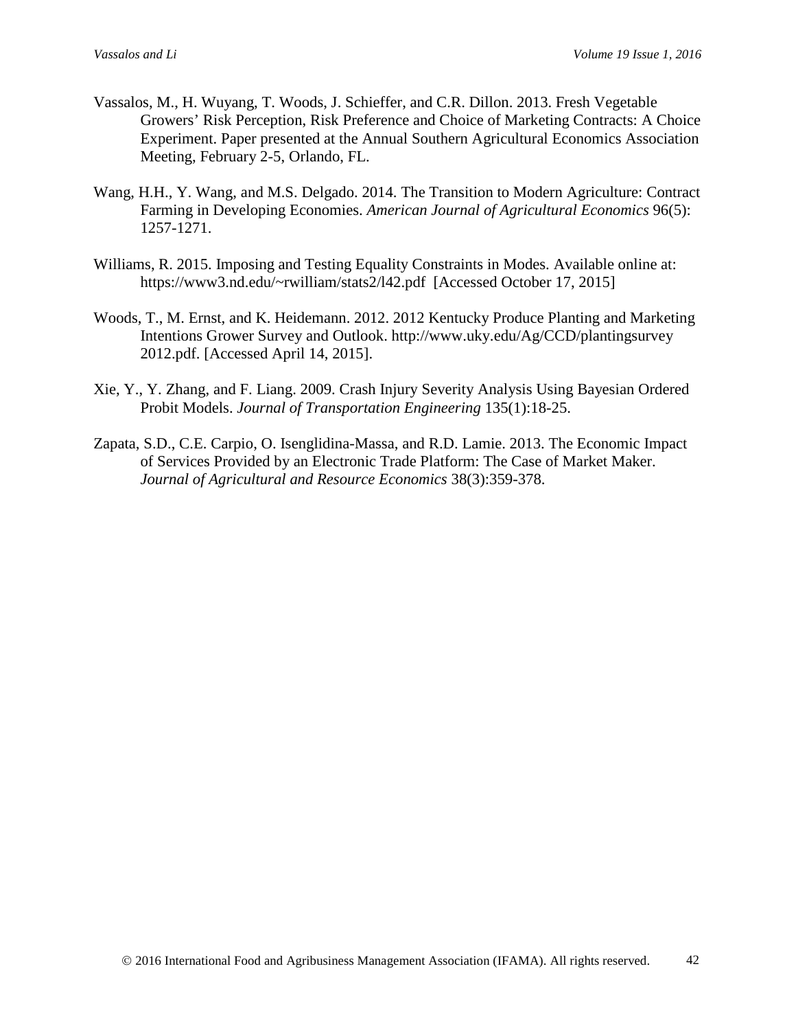Vassalos, M., H. Wuyang, T. Woods, J. Schieffer, and C.R. Dillon. 2013. Fresh Vegetable Growers' Risk Perception, Risk Preference and Choice of Marketing Contracts: A Choice Experiment. Paper presented at the Annual Southern Agricultural Economics Association Meeting, February 2-5, Orlando, FL.

Wang, H.H., Y. Wang, and M.S. Delgado. 2014. The Transition to Modern Agriculture: Contract Farming in Developing Economies. *American Journal of Agricultural Economics* 96(5): 1257-1271.

Williams, R. 2015. Imposing and Testing Equality Constraints in Modes. Available online at: https://www3.nd.edu/~rwilliam/stats2/l42.pdf [Accessed October 17, 2015]

Woods, T., M. Ernst, and K. Heidemann. 2012. 2012 Kentucky Produce Planting and Marketing Intentions Grower Survey and Outlook. http://www.uky.edu/Ag/CCD/plantingsurvey 2012.pdf. [Accessed April 14, 2015].

Xie, Y., Y. Zhang, and F. Liang. 2009. Crash Injury Severity Analysis Using Bayesian Ordered Probit Models. *Journal of Transportation Engineering* 135(1):18-25.

Zapata, S.D., C.E. Carpio, O. Isenglidina-Massa, and R.D. Lamie. 2013. The Economic Impact of Services Provided by an Electronic Trade Platform: The Case of Market Maker. *Journal of Agricultural and Resource Economics* 38(3):359-378.